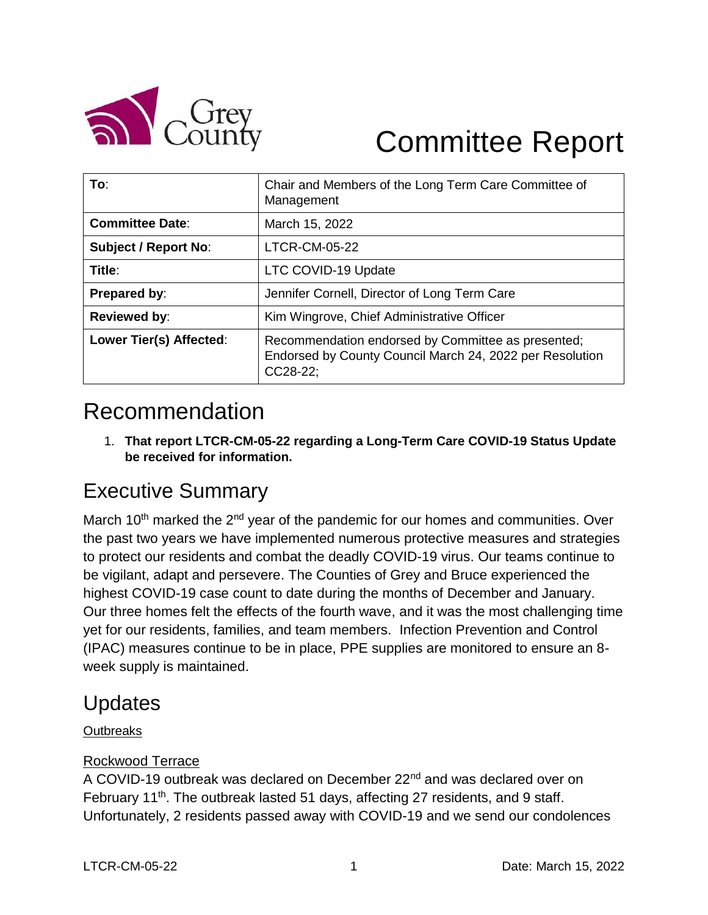Grey County

# Committee Report

| | |
|---|---|
| **To**: | Chair and Members of the Long Term Care Committee of Management |
| **Committee Date**: | March 15, 2022 |
| **Subject / Report No**: | LTCR-CM-05-22 |
| **Title**: | LTC COVID-19 Update |
| **Prepared by**: | Jennifer Cornell, Director of Long Term Care |
| **Reviewed by**: | Kim Wingrove, Chief Administrative Officer |
| **Lower Tier(s) Affected**: | Recommendation endorsed by Committee as presented; Endorsed by County Council March 24, 2022 per Resolution CC28-22; |

## Recommendation

1. **That report LTCR-CM-05-22 regarding a Long-Term Care COVID-19 Status Update be received for information.**

## Executive Summary

March 10th marked the 2nd year of the pandemic for our homes and communities. Over the past two years we have implemented numerous protective measures and strategies to protect our residents and combat the deadly COVID-19 virus. Our teams continue to be vigilant, adapt and persevere. The Counties of Grey and Bruce experienced the highest COVID-19 case count to date during the months of December and January. Our three homes felt the effects of the fourth wave, and it was the most challenging time yet for our residents, families, and team members. Infection Prevention and Control (IPAC) measures continue to be in place, PPE supplies are monitored to ensure an 8-week supply is maintained.

## Updates

Outbreaks

Rockwood Terrace

A COVID-19 outbreak was declared on December 22nd and was declared over on February 11th. The outbreak lasted 51 days, affecting 27 residents, and 9 staff. Unfortunately, 2 residents passed away with COVID-19 and we send our condolences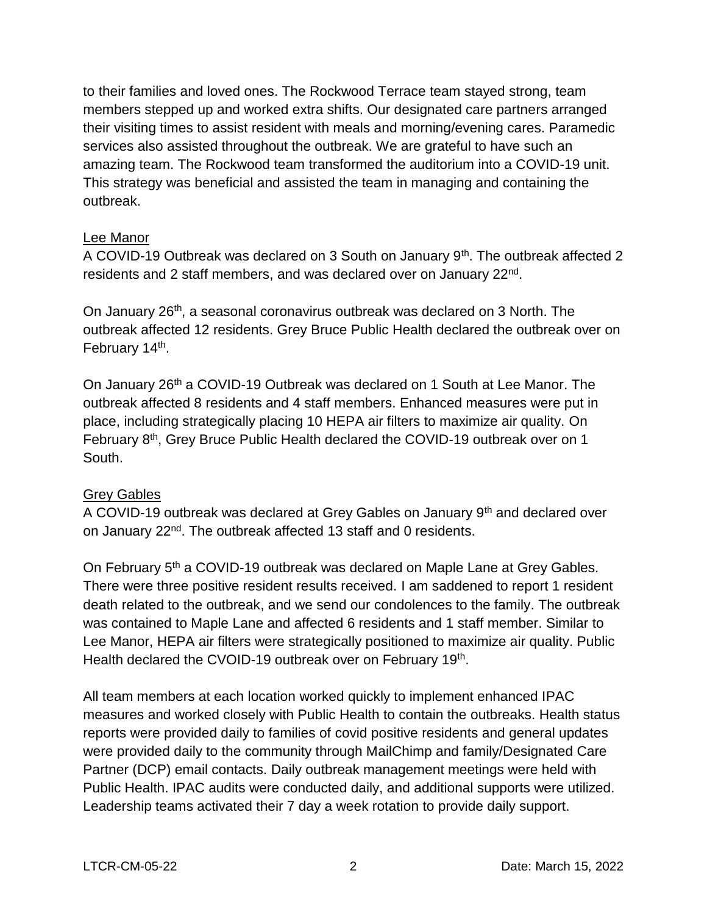to their families and loved ones. The Rockwood Terrace team stayed strong, team members stepped up and worked extra shifts. Our designated care partners arranged their visiting times to assist resident with meals and morning/evening cares. Paramedic services also assisted throughout the outbreak. We are grateful to have such an amazing team. The Rockwood team transformed the auditorium into a COVID-19 unit. This strategy was beneficial and assisted the team in managing and containing the outbreak.

Lee Manor

A COVID-19 Outbreak was declared on 3 South on January 9th. The outbreak affected 2 residents and 2 staff members, and was declared over on January 22nd.

On January 26th, a seasonal coronavirus outbreak was declared on 3 North. The outbreak affected 12 residents. Grey Bruce Public Health declared the outbreak over on February 14th.

On January 26th a COVID-19 Outbreak was declared on 1 South at Lee Manor. The outbreak affected 8 residents and 4 staff members. Enhanced measures were put in place, including strategically placing 10 HEPA air filters to maximize air quality. On February 8th, Grey Bruce Public Health declared the COVID-19 outbreak over on 1 South.

Grey Gables

A COVID-19 outbreak was declared at Grey Gables on January 9th and declared over on January 22nd. The outbreak affected 13 staff and 0 residents.

On February 5th a COVID-19 outbreak was declared on Maple Lane at Grey Gables. There were three positive resident results received. I am saddened to report 1 resident death related to the outbreak, and we send our condolences to the family. The outbreak was contained to Maple Lane and affected 6 residents and 1 staff member. Similar to Lee Manor, HEPA air filters were strategically positioned to maximize air quality. Public Health declared the CVOID-19 outbreak over on February 19th.

All team members at each location worked quickly to implement enhanced IPAC measures and worked closely with Public Health to contain the outbreaks. Health status reports were provided daily to families of covid positive residents and general updates were provided daily to the community through MailChimp and family/Designated Care Partner (DCP) email contacts. Daily outbreak management meetings were held with Public Health. IPAC audits were conducted daily, and additional supports were utilized. Leadership teams activated their 7 day a week rotation to provide daily support.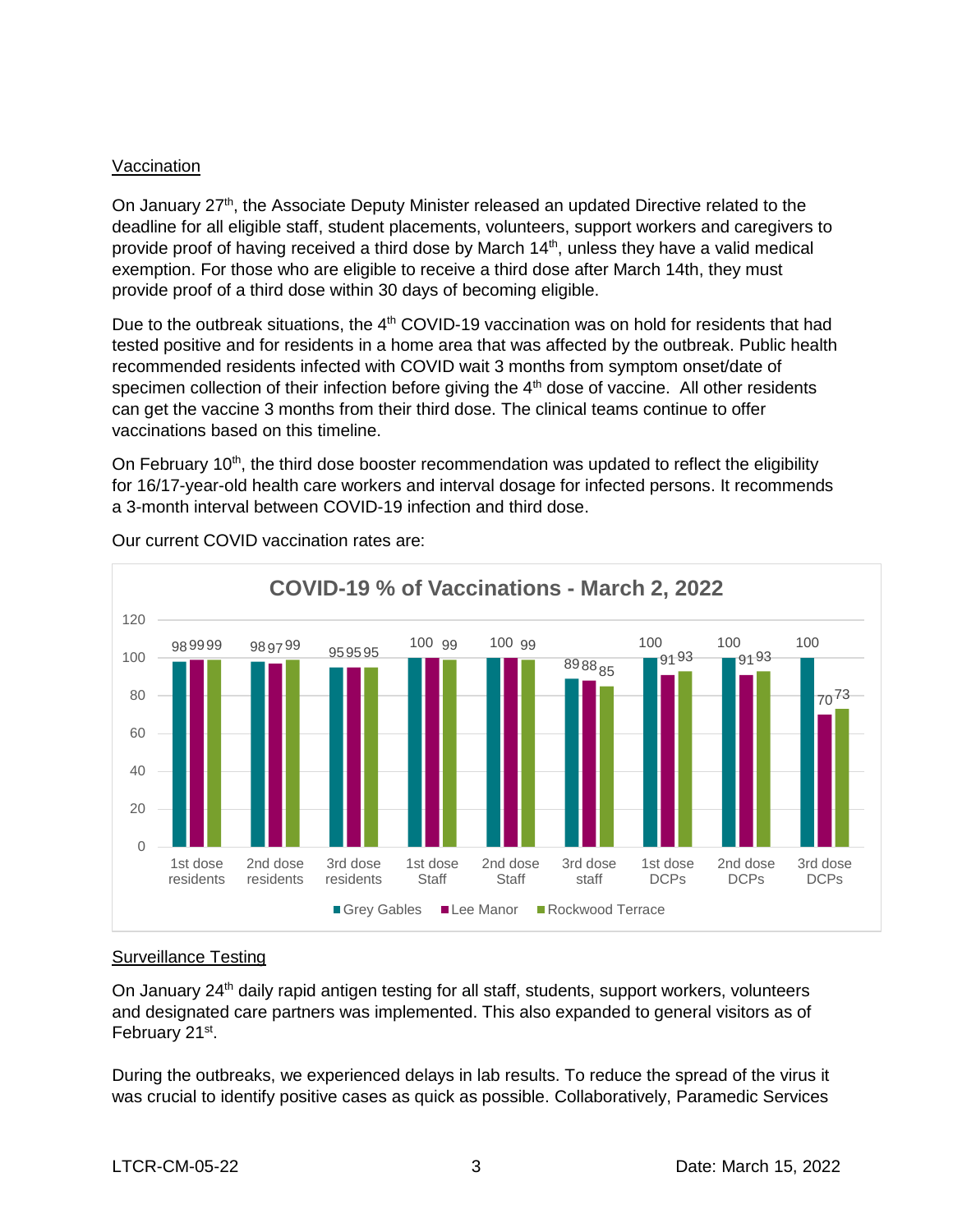## Vaccination

On January 27th, the Associate Deputy Minister released an updated Directive related to the deadline for all eligible staff, student placements, volunteers, support workers and caregivers to provide proof of having received a third dose by March 14th, unless they have a valid medical exemption. For those who are eligible to receive a third dose after March 14th, they must provide proof of a third dose within 30 days of becoming eligible.

Due to the outbreak situations, the 4th COVID-19 vaccination was on hold for residents that had tested positive and for residents in a home area that was affected by the outbreak. Public health recommended residents infected with COVID wait 3 months from symptom onset/date of specimen collection of their infection before giving the 4th dose of vaccine. All other residents can get the vaccine 3 months from their third dose. The clinical teams continue to offer vaccinations based on this timeline.

On February 10th, the third dose booster recommendation was updated to reflect the eligibility for 16/17-year-old health care workers and interval dosage for infected persons. It recommends a 3-month interval between COVID-19 infection and third dose.

Our current COVID vaccination rates are:

COVID-19 % of Vaccinations - March 2, 2022

120
100
80
60
40
20
0

98 99 99
98 97 99
95 95 95
100 99
100 99
89 88 85
100 91 93
100 91 93
100 70 73

1st dose residents
2nd dose residents
3rd dose residents
1st dose Staff
2nd dose Staff
3rd dose staff
1st dose DCPs
2nd dose DCPs
3rd dose DCPs

Grey Gables
Lee Manor
Rockwood Terrace

## Surveillance Testing

On January 24th daily rapid antigen testing for all staff, students, support workers, volunteers and designated care partners was implemented. This also expanded to general visitors as of February 21st.

During the outbreaks, we experienced delays in lab results. To reduce the spread of the virus it was crucial to identify positive cases as quick as possible. Collaboratively, Paramedic Services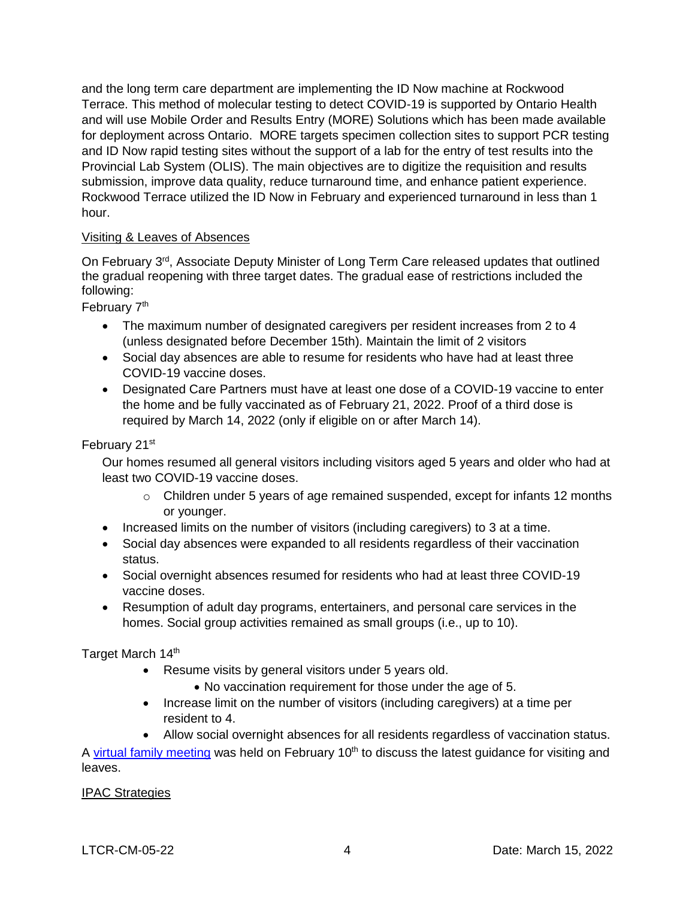and the long term care department are implementing the ID Now machine at Rockwood Terrace. This method of molecular testing to detect COVID-19 is supported by Ontario Health and will use Mobile Order and Results Entry (MORE) Solutions which has been made available for deployment across Ontario. MORE targets specimen collection sites to support PCR testing and ID Now rapid testing sites without the support of a lab for the entry of test results into the Provincial Lab System (OLIS). The main objectives are to digitize the requisition and results submission, improve data quality, reduce turnaround time, and enhance patient experience. Rockwood Terrace utilized the ID Now in February and experienced turnaround in less than 1 hour.

Visiting & Leaves of Absences

On February 3rd, Associate Deputy Minister of Long Term Care released updates that outlined the gradual reopening with three target dates. The gradual ease of restrictions included the following:

February 7th

- The maximum number of designated caregivers per resident increases from 2 to 4 (unless designated before December 15th). Maintain the limit of 2 visitors
- Social day absences are able to resume for residents who have had at least three COVID-19 vaccine doses.
- Designated Care Partners must have at least one dose of a COVID-19 vaccine to enter the home and be fully vaccinated as of February 21, 2022. Proof of a third dose is required by March 14, 2022 (only if eligible on or after March 14).

February 21st

Our homes resumed all general visitors including visitors aged 5 years and older who had at least two COVID-19 vaccine doses.

- Children under 5 years of age remained suspended, except for infants 12 months or younger.
- Increased limits on the number of visitors (including caregivers) to 3 at a time.
- Social day absences were expanded to all residents regardless of their vaccination status.
- Social overnight absences resumed for residents who had at least three COVID-19 vaccine doses.
- Resumption of adult day programs, entertainers, and personal care services in the homes. Social group activities remained as small groups (i.e., up to 10).

Target March 14th

- Resume visits by general visitors under 5 years old.
  - No vaccination requirement for those under the age of 5.
- Increase limit on the number of visitors (including caregivers) at a time per resident to 4.
- Allow social overnight absences for all residents regardless of vaccination status.

A virtual family meeting was held on February 10th to discuss the latest guidance for visiting and leaves.

IPAC Strategies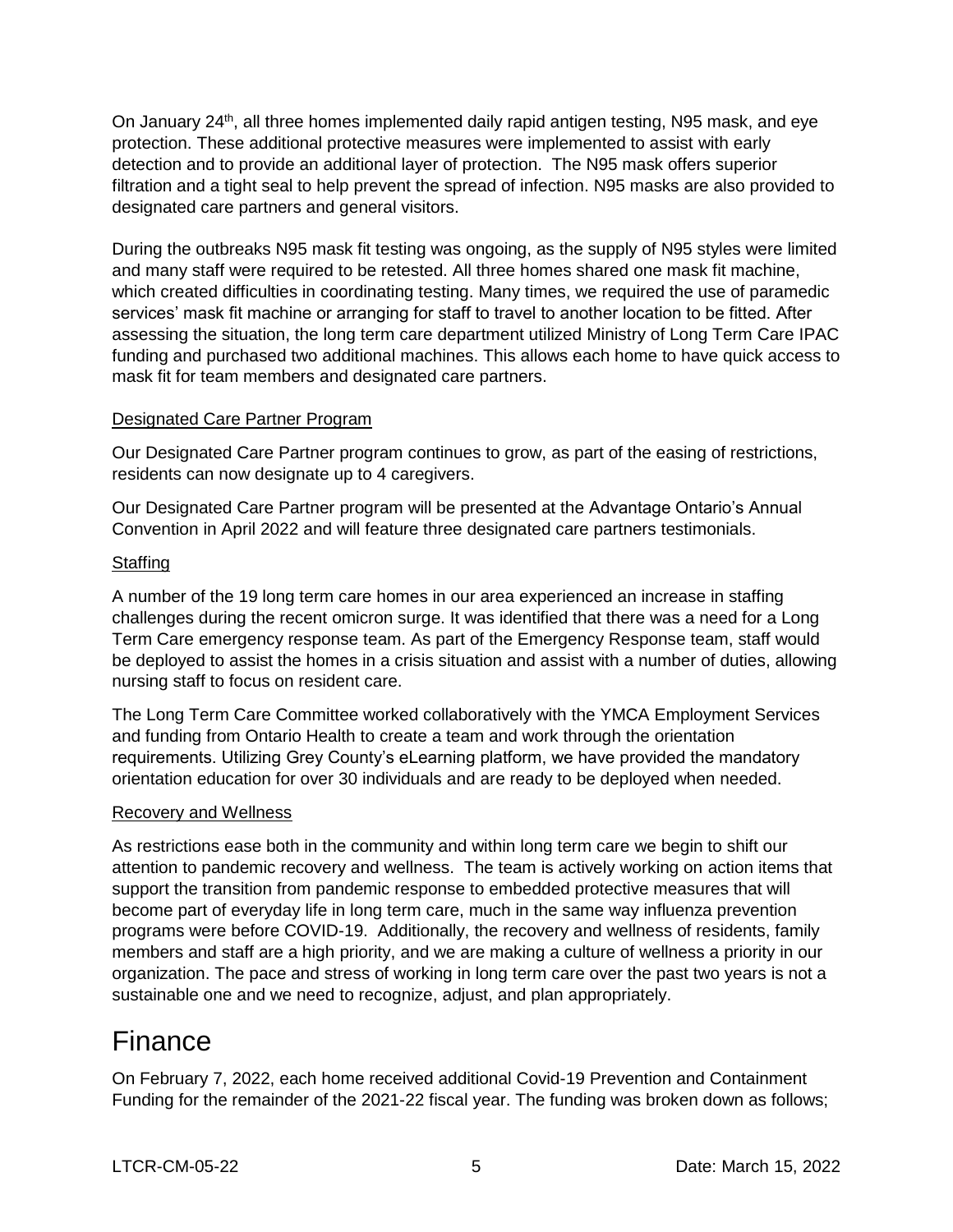On January 24th, all three homes implemented daily rapid antigen testing, N95 mask, and eye protection. These additional protective measures were implemented to assist with early detection and to provide an additional layer of protection. The N95 mask offers superior filtration and a tight seal to help prevent the spread of infection. N95 masks are also provided to designated care partners and general visitors.

During the outbreaks N95 mask fit testing was ongoing, as the supply of N95 styles were limited and many staff were required to be retested. All three homes shared one mask fit machine, which created difficulties in coordinating testing. Many times, we required the use of paramedic services' mask fit machine or arranging for staff to travel to another location to be fitted. After assessing the situation, the long term care department utilized Ministry of Long Term Care IPAC funding and purchased two additional machines. This allows each home to have quick access to mask fit for team members and designated care partners.

### Designated Care Partner Program

Our Designated Care Partner program continues to grow, as part of the easing of restrictions, residents can now designate up to 4 caregivers.

Our Designated Care Partner program will be presented at the Advantage Ontario's Annual Convention in April 2022 and will feature three designated care partners testimonials.

### Staffing

A number of the 19 long term care homes in our area experienced an increase in staffing challenges during the recent omicron surge. It was identified that there was a need for a Long Term Care emergency response team. As part of the Emergency Response team, staff would be deployed to assist the homes in a crisis situation and assist with a number of duties, allowing nursing staff to focus on resident care.

The Long Term Care Committee worked collaboratively with the YMCA Employment Services and funding from Ontario Health to create a team and work through the orientation requirements. Utilizing Grey County's eLearning platform, we have provided the mandatory orientation education for over 30 individuals and are ready to be deployed when needed.

### Recovery and Wellness

As restrictions ease both in the community and within long term care we begin to shift our attention to pandemic recovery and wellness. The team is actively working on action items that support the transition from pandemic response to embedded protective measures that will become part of everyday life in long term care, much in the same way influenza prevention programs were before COVID-19. Additionally, the recovery and wellness of residents, family members and staff are a high priority, and we are making a culture of wellness a priority in our organization. The pace and stress of working in long term care over the past two years is not a sustainable one and we need to recognize, adjust, and plan appropriately.

# Finance

On February 7, 2022, each home received additional Covid-19 Prevention and Containment Funding for the remainder of the 2021-22 fiscal year. The funding was broken down as follows;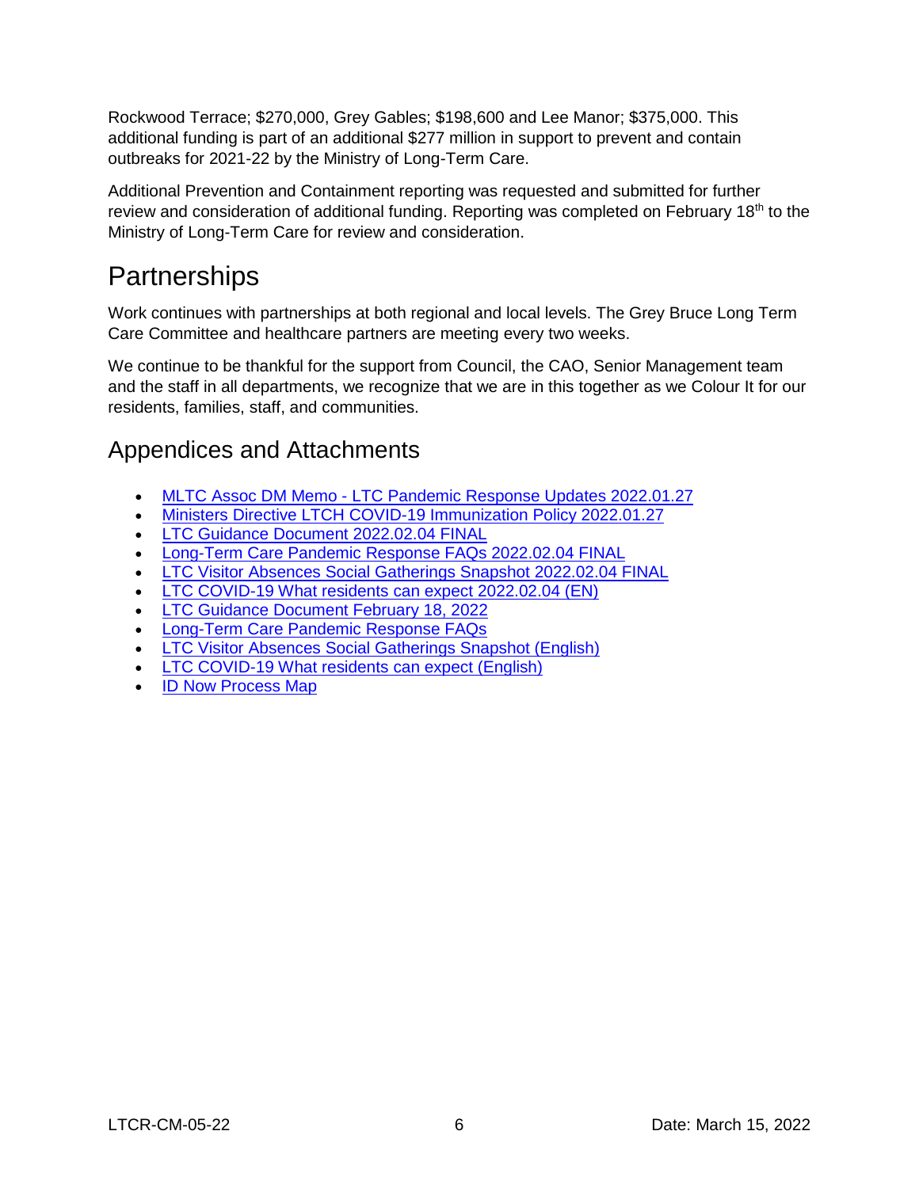Rockwood Terrace; $270,000, Grey Gables; $198,600 and Lee Manor; $375,000. This additional funding is part of an additional $277 million in support to prevent and contain outbreaks for 2021-22 by the Ministry of Long-Term Care.

Additional Prevention and Containment reporting was requested and submitted for further review and consideration of additional funding. Reporting was completed on February 18th to the Ministry of Long-Term Care for review and consideration.

# Partnerships

Work continues with partnerships at both regional and local levels. The Grey Bruce Long Term Care Committee and healthcare partners are meeting every two weeks.

We continue to be thankful for the support from Council, the CAO, Senior Management team and the staff in all departments, we recognize that we are in this together as we Colour It for our residents, families, staff, and communities.

## Appendices and Attachments

- MLTC Assoc DM Memo - LTC Pandemic Response Updates 2022.01.27
- Ministers Directive LTCH COVID-19 Immunization Policy 2022.01.27
- LTC Guidance Document 2022.02.04 FINAL
- Long-Term Care Pandemic Response FAQs 2022.02.04 FINAL
- LTC Visitor Absences Social Gatherings Snapshot 2022.02.04 FINAL
- LTC COVID-19 What residents can expect 2022.02.04 (EN)
- LTC Guidance Document February 18, 2022
- Long-Term Care Pandemic Response FAQs
- LTC Visitor Absences Social Gatherings Snapshot (English)
- LTC COVID-19 What residents can expect (English)
- ID Now Process Map